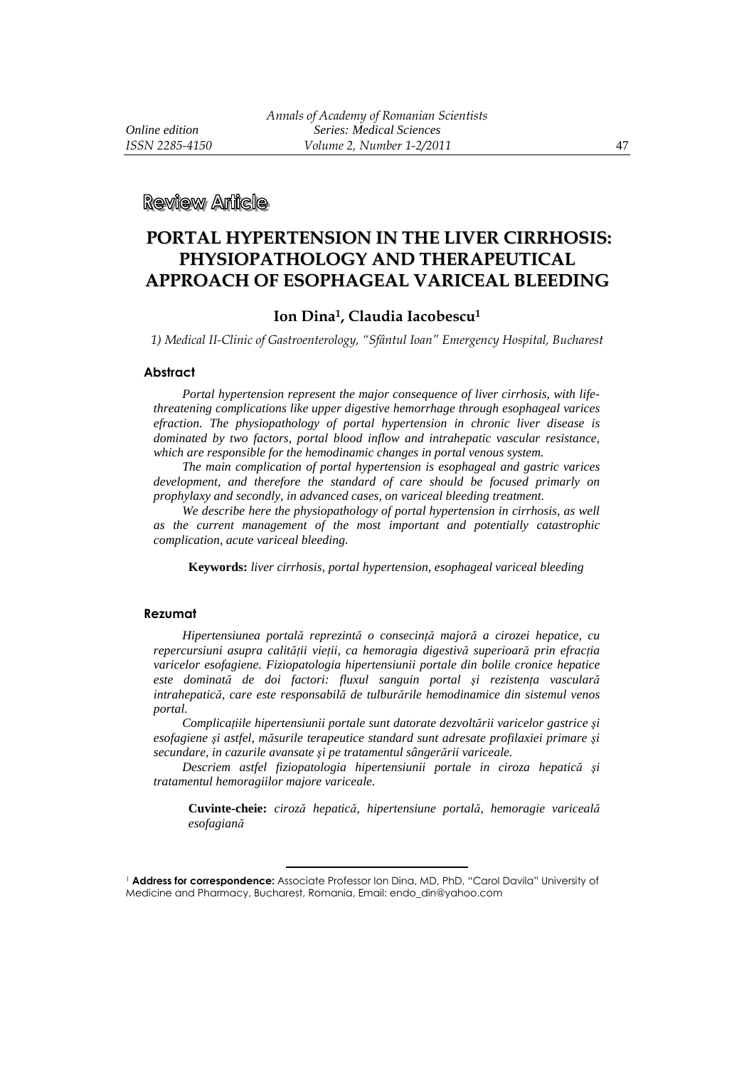**Review Article**

# PORTAL HYPERTENSION IN THE LIVER CIRRHOSIS: PHYSIOPATHOLOGY AND THERAPEUTICAL APPROACH OF ESOPHAGEAL VARICEAL BLEEDING

**Ion Dina[1], Claudia Iacobescu[1]**

*1) Medical II-Clinic of Gastroenterology, "Sfântul Ioan" Emergency Hospital, Bucharest*

## Abstract

*Portal hypertension represent the major consequence of liver cirrhosis, with life-threatening complications like upper digestive hemorrhage through esophageal varices efraction. The physiopathology of portal hypertension in chronic liver disease is dominated by two factors, portal blood inflow and intrahepatic vascular resistance, which are responsible for the hemodinamic changes in portal venous system.*

*The main complication of portal hypertension is esophageal and gastric varices development, and therefore the standard of care should be focused primarly on prophylaxy and secondly, in advanced cases, on variceal bleeding treatment.*

*We describe here the physiopathology of portal hypertension in cirrhosis, as well as the current management of the most important and potentially catastrophic complication, acute variceal bleeding.*

**Keywords:** *liver cirrhosis, portal hypertension, esophageal variceal bleeding*

## Rezumat

*Hipertensiunea portală reprezintă o consecință majoră a cirozei hepatice, cu repercursiuni asupra calității vieții, ca hemoragia digestivă superioară prin efracția varicelor esofagiene. Fiziopatologia hipertensiunii portale din bolile cronice hepatice este dominată de doi factori: fluxul sanguin portal şi rezistența vasculară intrahepatică, care este responsabilă de tulburările hemodinamice din sistemul venos portal.*

*Complicațiile hipertensiunii portale sunt datorate dezvoltării varicelor gastrice şi esofagiene şi astfel, măsurile terapeutice standard sunt adresate profilaxiei primare şi secundare, in cazurile avansate şi pe tratamentul sângerării variceale.*

*Descriem astfel fiziopatologia hipertensiunii portale in ciroza hepatică şi tratamentul hemoragiilor majore variceale.*

**Cuvinte-cheie:** *ciroză hepatică, hipertensiune portală, hemoragie variceală esofagiană*

---

[1] **Address for correspondence:** Associate Professor Ion Dina, MD, PhD, "Carol Davila" University of Medicine and Pharmacy, Bucharest, Romania, Email: endo_din@yahoo.com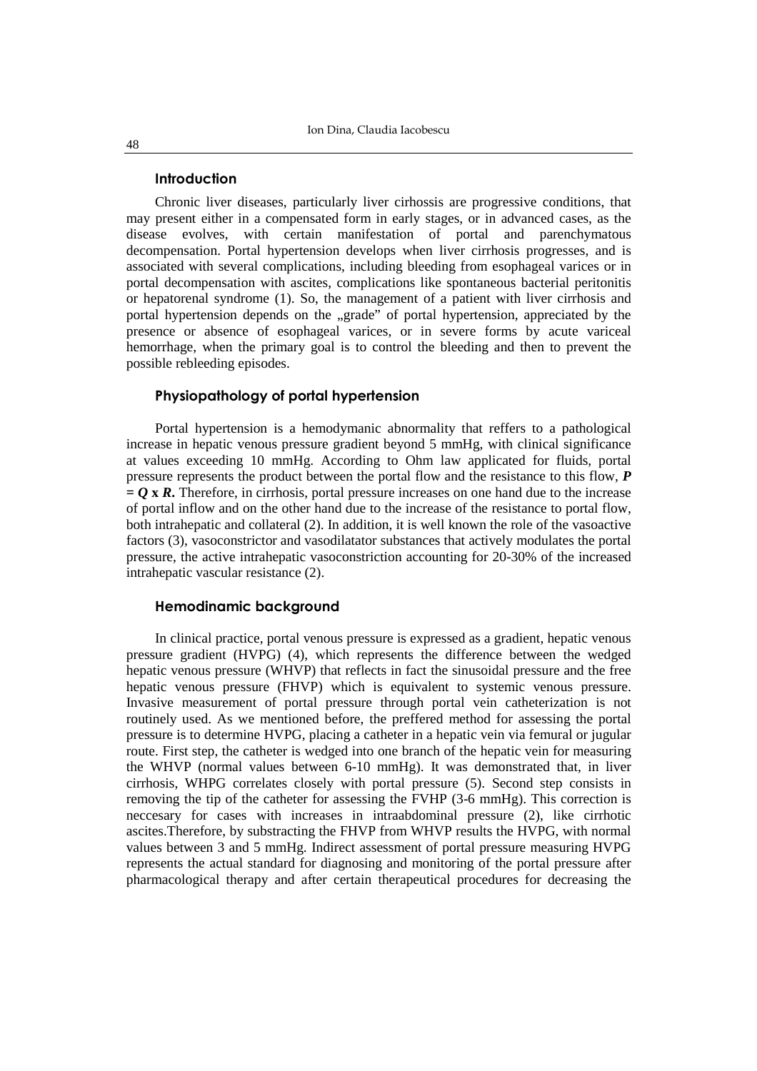## Introduction

Chronic liver diseases, particularly liver cirhossis are progressive conditions, that may present either in a compensated form in early stages, or in advanced cases, as the disease evolves, with certain manifestation of portal and parenchymatous decompensation. Portal hypertension develops when liver cirrhosis progresses, and is associated with several complications, including bleeding from esophageal varices or in portal decompensation with ascites, complications like spontaneous bacterial peritonitis or hepatorenal syndrome (1). So, the management of a patient with liver cirrhosis and portal hypertension depends on the „grade" of portal hypertension, appreciated by the presence or absence of esophageal varices, or in severe forms by acute variceal hemorrhage, when the primary goal is to control the bleeding and then to prevent the possible rebleeding episodes.

## Physiopathology of portal hypertension

Portal hypertension is a hemodymanic abnormality that reffers to a pathological increase in hepatic venous pressure gradient beyond 5 mmHg, with clinical significance at values exceeding 10 mmHg. According to Ohm law applicated for fluids, portal pressure represents the product between the portal flow and the resistance to this flow, $\boldsymbol{P = Q \times R}$. Therefore, in cirrhosis, portal pressure increases on one hand due to the increase of portal inflow and on the other hand due to the increase of the resistance to portal flow, both intrahepatic and collateral (2). In addition, it is well known the role of the vasoactive factors (3), vasoconstrictor and vasodilatator substances that actively modulates the portal pressure, the active intrahepatic vasoconstriction accounting for 20-30% of the increased intrahepatic vascular resistance (2).

## Hemodinamic background

In clinical practice, portal venous pressure is expressed as a gradient, hepatic venous pressure gradient (HVPG) (4), which represents the difference between the wedged hepatic venous pressure (WHVP) that reflects in fact the sinusoidal pressure and the free hepatic venous pressure (FHVP) which is equivalent to systemic venous pressure. Invasive measurement of portal pressure through portal vein catheterization is not routinely used. As we mentioned before, the preffered method for assessing the portal pressure is to determine HVPG, placing a catheter in a hepatic vein via femural or jugular route. First step, the catheter is wedged into one branch of the hepatic vein for measuring the WHVP (normal values between 6-10 mmHg). It was demonstrated that, in liver cirrhosis, WHPG correlates closely with portal pressure (5). Second step consists in removing the tip of the catheter for assessing the FVHP (3-6 mmHg). This correction is neccesary for cases with increases in intraabdominal pressure (2), like cirrhotic ascites.Therefore, by substracting the FHVP from WHVP results the HVPG, with normal values between 3 and 5 mmHg. Indirect assessment of portal pressure measuring HVPG represents the actual standard for diagnosing and monitoring of the portal pressure after pharmacological therapy and after certain therapeutical procedures for decreasing the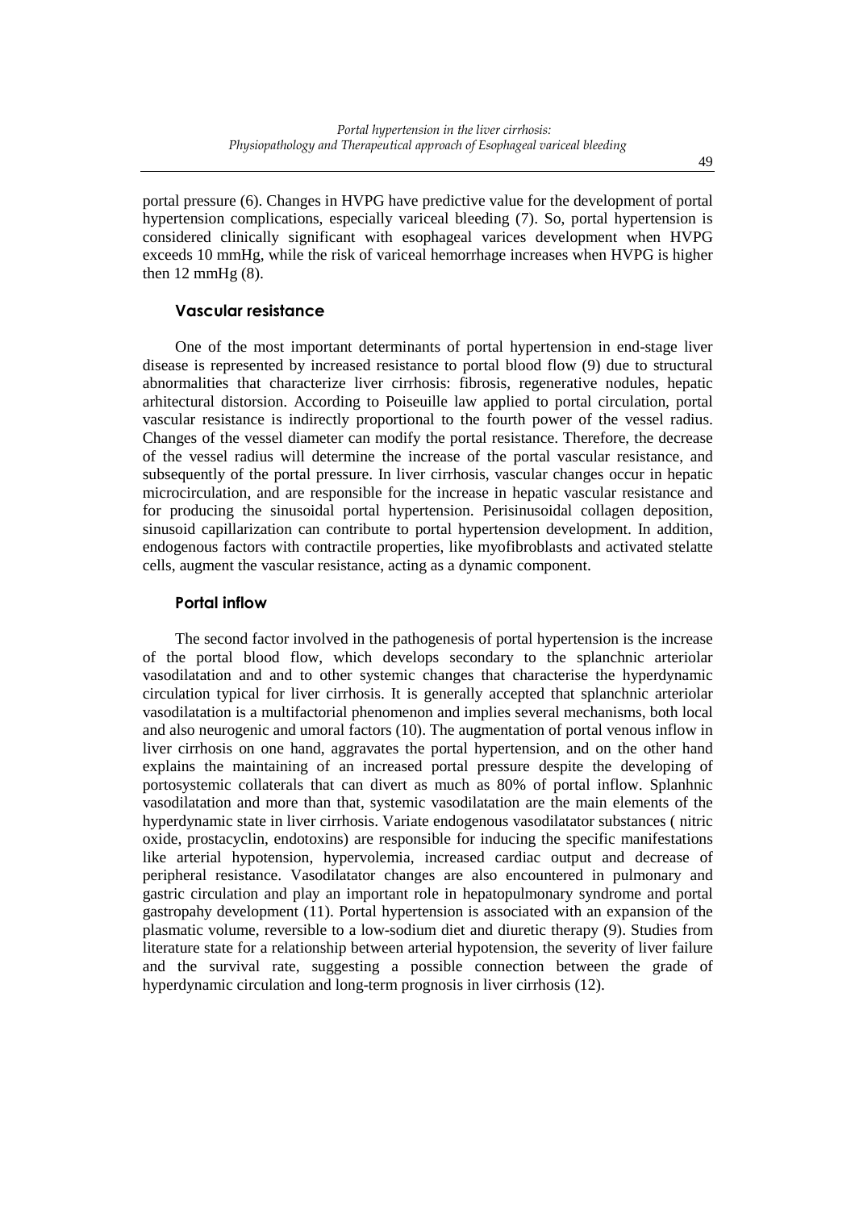portal pressure (6). Changes in HVPG have predictive value for the development of portal hypertension complications, especially variceal bleeding (7). So, portal hypertension is considered clinically significant with esophageal varices development when HVPG exceeds 10 mmHg, while the risk of variceal hemorrhage increases when HVPG is higher then 12 mmHg (8).

### Vascular resistance

One of the most important determinants of portal hypertension in end-stage liver disease is represented by increased resistance to portal blood flow (9) due to structural abnormalities that characterize liver cirrhosis: fibrosis, regenerative nodules, hepatic arhitectural distorsion. According to Poiseuille law applied to portal circulation, portal vascular resistance is indirectly proportional to the fourth power of the vessel radius. Changes of the vessel diameter can modify the portal resistance. Therefore, the decrease of the vessel radius will determine the increase of the portal vascular resistance, and subsequently of the portal pressure. In liver cirrhosis, vascular changes occur in hepatic microcirculation, and are responsible for the increase in hepatic vascular resistance and for producing the sinusoidal portal hypertension. Perisinusoidal collagen deposition, sinusoid capillarization can contribute to portal hypertension development. In addition, endogenous factors with contractile properties, like myofibroblasts and activated stelatte cells, augment the vascular resistance, acting as a dynamic component.

### Portal inflow

The second factor involved in the pathogenesis of portal hypertension is the increase of the portal blood flow, which develops secondary to the splanchnic arteriolar vasodilatation and and to other systemic changes that characterise the hyperdynamic circulation typical for liver cirrhosis. It is generally accepted that splanchnic arteriolar vasodilatation is a multifactorial phenomenon and implies several mechanisms, both local and also neurogenic and umoral factors (10). The augmentation of portal venous inflow in liver cirrhosis on one hand, aggravates the portal hypertension, and on the other hand explains the maintaining of an increased portal pressure despite the developing of portosystemic collaterals that can divert as much as 80% of portal inflow. Splanhnic vasodilatation and more than that, systemic vasodilatation are the main elements of the hyperdynamic state in liver cirrhosis. Variate endogenous vasodilatator substances ( nitric oxide, prostacyclin, endotoxins) are responsible for inducing the specific manifestations like arterial hypotension, hypervolemia, increased cardiac output and decrease of peripheral resistance. Vasodilatator changes are also encountered in pulmonary and gastric circulation and play an important role in hepatopulmonary syndrome and portal gastropahy development (11). Portal hypertension is associated with an expansion of the plasmatic volume, reversible to a low-sodium diet and diuretic therapy (9). Studies from literature state for a relationship between arterial hypotension, the severity of liver failure and the survival rate, suggesting a possible connection between the grade of hyperdynamic circulation and long-term prognosis in liver cirrhosis (12).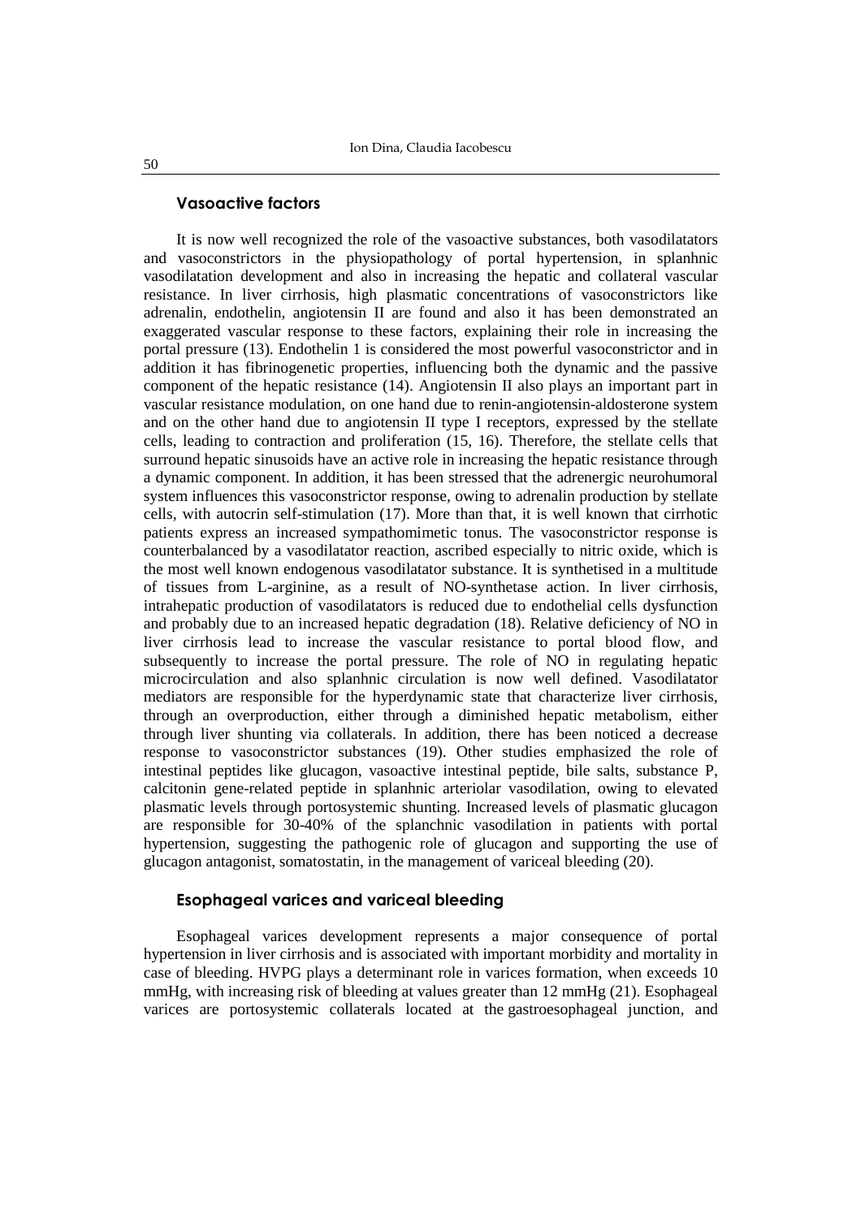### Vasoactive factors

It is now well recognized the role of the vasoactive substances, both vasodilatators and vasoconstrictors in the physiopathology of portal hypertension, in splanhnic vasodilatation development and also in increasing the hepatic and collateral vascular resistance. In liver cirrhosis, high plasmatic concentrations of vasoconstrictors like adrenalin, endothelin, angiotensin II are found and also it has been demonstrated an exaggerated vascular response to these factors, explaining their role in increasing the portal pressure (13). Endothelin 1 is considered the most powerful vasoconstrictor and in addition it has fibrinogenetic properties, influencing both the dynamic and the passive component of the hepatic resistance (14). Angiotensin II also plays an important part in vascular resistance modulation, on one hand due to renin-angiotensin-aldosterone system and on the other hand due to angiotensin II type I receptors, expressed by the stellate cells, leading to contraction and proliferation (15, 16). Therefore, the stellate cells that surround hepatic sinusoids have an active role in increasing the hepatic resistance through a dynamic component. In addition, it has been stressed that the adrenergic neurohumoral system influences this vasoconstrictor response, owing to adrenalin production by stellate cells, with autocrin self-stimulation (17). More than that, it is well known that cirrhotic patients express an increased sympathomimetic tonus. The vasoconstrictor response is counterbalanced by a vasodilatator reaction, ascribed especially to nitric oxide, which is the most well known endogenous vasodilatator substance. It is synthetised in a multitude of tissues from L-arginine, as a result of NO-synthetase action. In liver cirrhosis, intrahepatic production of vasodilatators is reduced due to endothelial cells dysfunction and probably due to an increased hepatic degradation (18). Relative deficiency of NO in liver cirrhosis lead to increase the vascular resistance to portal blood flow, and subsequently to increase the portal pressure. The role of NO in regulating hepatic microcirculation and also splanhnic circulation is now well defined. Vasodilatator mediators are responsible for the hyperdynamic state that characterize liver cirrhosis, through an overproduction, either through a diminished hepatic metabolism, either through liver shunting via collaterals. In addition, there has been noticed a decrease response to vasoconstrictor substances (19). Other studies emphasized the role of intestinal peptides like glucagon, vasoactive intestinal peptide, bile salts, substance P, calcitonin gene-related peptide in splanhnic arteriolar vasodilation, owing to elevated plasmatic levels through portosystemic shunting. Increased levels of plasmatic glucagon are responsible for 30-40% of the splanchnic vasodilation in patients with portal hypertension, suggesting the pathogenic role of glucagon and supporting the use of glucagon antagonist, somatostatin, in the management of variceal bleeding (20).

### Esophageal varices and variceal bleeding

Esophageal varices development represents a major consequence of portal hypertension in liver cirrhosis and is associated with important morbidity and mortality in case of bleeding. HVPG plays a determinant role in varices formation, when exceeds 10 mmHg, with increasing risk of bleeding at values greater than 12 mmHg (21). Esophageal varices are portosystemic collaterals located at the gastroesophageal junction, and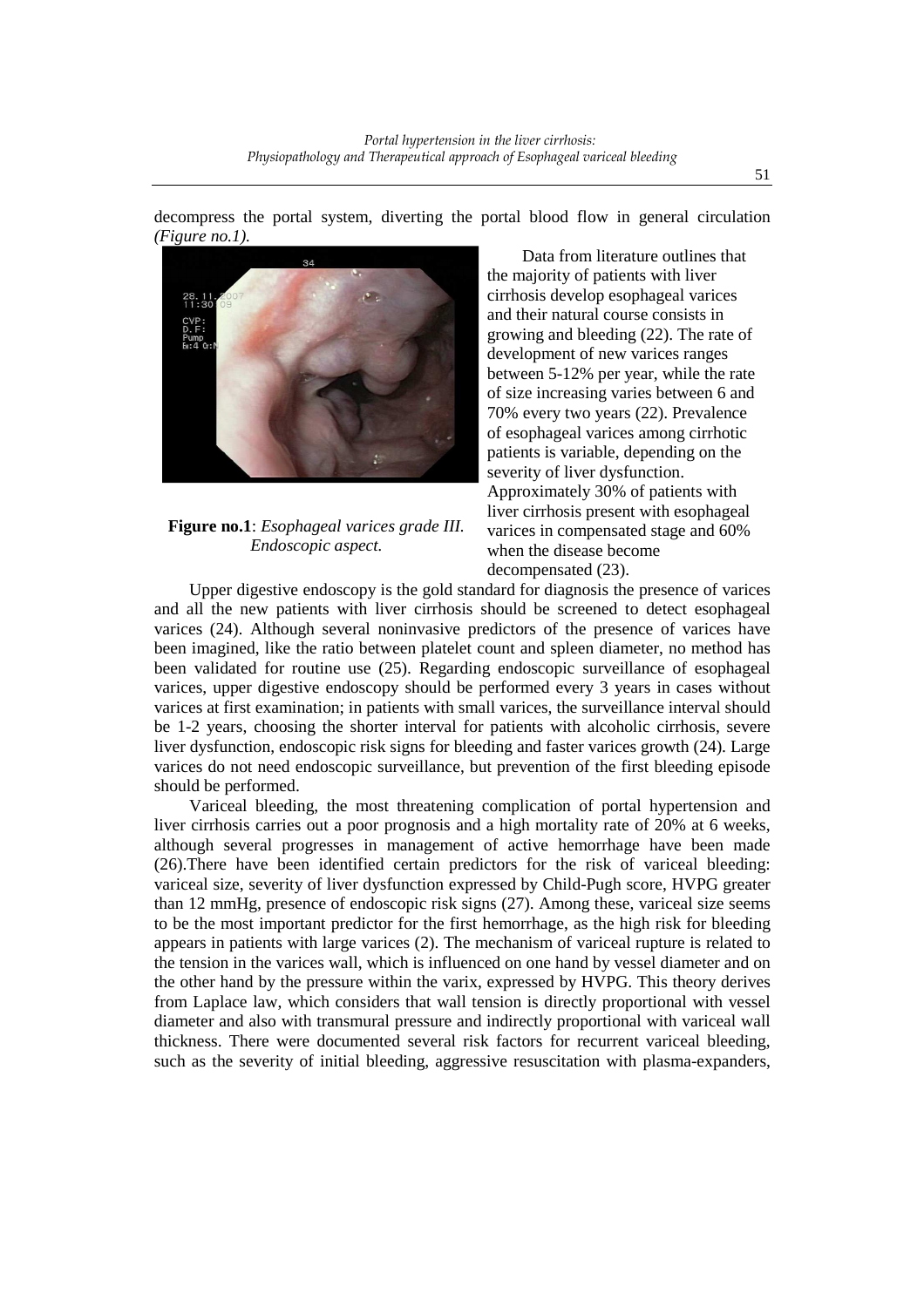decompress the portal system, diverting the portal blood flow in general circulation *(Figure no.1).*

**Figure no.1**: *Esophageal varices grade III. Endoscopic aspect.*

Data from literature outlines that the majority of patients with liver cirrhosis develop esophageal varices and their natural course consists in growing and bleeding (22). The rate of development of new varices ranges between 5-12% per year, while the rate of size increasing varies between 6 and 70% every two years (22). Prevalence of esophageal varices among cirrhotic patients is variable, depending on the severity of liver dysfunction. Approximately 30% of patients with liver cirrhosis present with esophageal varices in compensated stage and 60% when the disease become decompensated (23).

Upper digestive endoscopy is the gold standard for diagnosis the presence of varices and all the new patients with liver cirrhosis should be screened to detect esophageal varices (24). Although several noninvasive predictors of the presence of varices have been imagined, like the ratio between platelet count and spleen diameter, no method has been validated for routine use (25). Regarding endoscopic surveillance of esophageal varices, upper digestive endoscopy should be performed every 3 years in cases without varices at first examination; in patients with small varices, the surveillance interval should be 1-2 years, choosing the shorter interval for patients with alcoholic cirrhosis, severe liver dysfunction, endoscopic risk signs for bleeding and faster varices growth (24). Large varices do not need endoscopic surveillance, but prevention of the first bleeding episode should be performed.

Variceal bleeding, the most threatening complication of portal hypertension and liver cirrhosis carries out a poor prognosis and a high mortality rate of 20% at 6 weeks, although several progresses in management of active hemorrhage have been made (26).There have been identified certain predictors for the risk of variceal bleeding: variceal size, severity of liver dysfunction expressed by Child-Pugh score, HVPG greater than 12 mmHg, presence of endoscopic risk signs (27). Among these, variceal size seems to be the most important predictor for the first hemorrhage, as the high risk for bleeding appears in patients with large varices (2). The mechanism of variceal rupture is related to the tension in the varices wall, which is influenced on one hand by vessel diameter and on the other hand by the pressure within the varix, expressed by HVPG. This theory derives from Laplace law, which considers that wall tension is directly proportional with vessel diameter and also with transmural pressure and indirectly proportional with variceal wall thickness. There were documented several risk factors for recurrent variceal bleeding, such as the severity of initial bleeding, aggressive resuscitation with plasma-expanders,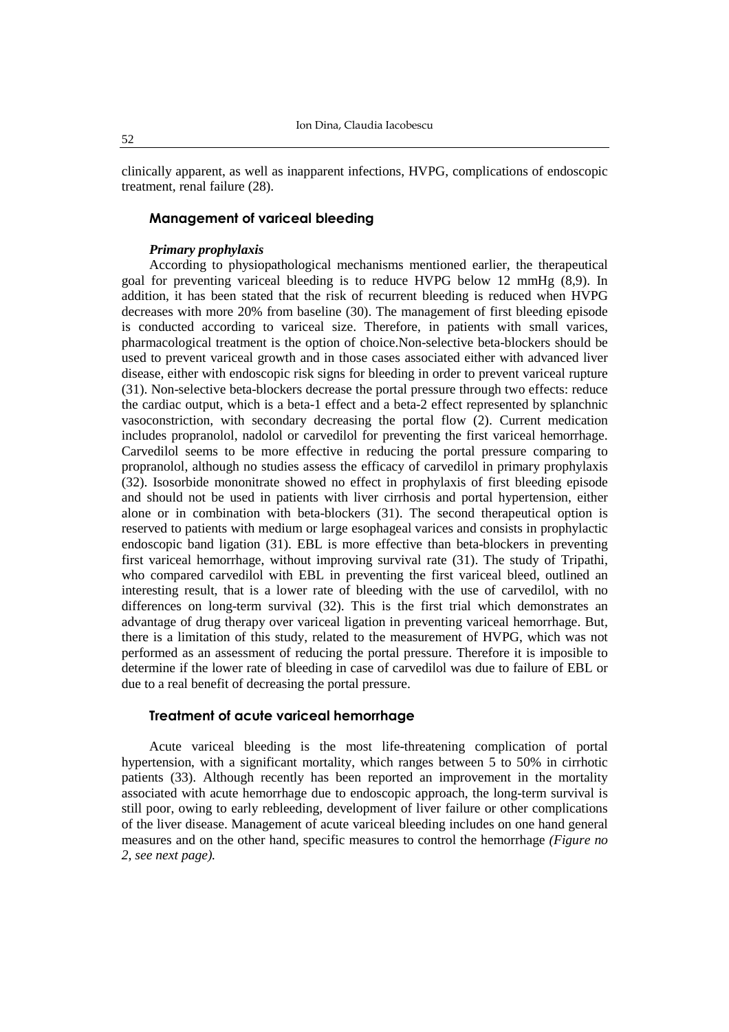clinically apparent, as well as inapparent infections, HVPG, complications of endoscopic treatment, renal failure (28).

## Management of variceal bleeding

### *Primary prophylaxis*

According to physiopathological mechanisms mentioned earlier, the therapeutical goal for preventing variceal bleeding is to reduce HVPG below 12 mmHg (8,9). In addition, it has been stated that the risk of recurrent bleeding is reduced when HVPG decreases with more 20% from baseline (30). The management of first bleeding episode is conducted according to variceal size. Therefore, in patients with small varices, pharmacological treatment is the option of choice.Non-selective beta-blockers should be used to prevent variceal growth and in those cases associated either with advanced liver disease, either with endoscopic risk signs for bleeding in order to prevent variceal rupture (31). Non-selective beta-blockers decrease the portal pressure through two effects: reduce the cardiac output, which is a beta-1 effect and a beta-2 effect represented by splanchnic vasoconstriction, with secondary decreasing the portal flow (2). Current medication includes propranolol, nadolol or carvedilol for preventing the first variceal hemorrhage. Carvedilol seems to be more effective in reducing the portal pressure comparing to propranolol, although no studies assess the efficacy of carvedilol in primary prophylaxis (32). Isosorbide mononitrate showed no effect in prophylaxis of first bleeding episode and should not be used in patients with liver cirrhosis and portal hypertension, either alone or in combination with beta-blockers (31). The second therapeutical option is reserved to patients with medium or large esophageal varices and consists in prophylactic endoscopic band ligation (31). EBL is more effective than beta-blockers in preventing first variceal hemorrhage, without improving survival rate (31). The study of Tripathi, who compared carvedilol with EBL in preventing the first variceal bleed, outlined an interesting result, that is a lower rate of bleeding with the use of carvedilol, with no differences on long-term survival (32). This is the first trial which demonstrates an advantage of drug therapy over variceal ligation in preventing variceal hemorrhage. But, there is a limitation of this study, related to the measurement of HVPG, which was not performed as an assessment of reducing the portal pressure. Therefore it is imposible to determine if the lower rate of bleeding in case of carvedilol was due to failure of EBL or due to a real benefit of decreasing the portal pressure.

## Treatment of acute variceal hemorrhage

Acute variceal bleeding is the most life-threatening complication of portal hypertension, with a significant mortality, which ranges between 5 to 50% in cirrhotic patients (33). Although recently has been reported an improvement in the mortality associated with acute hemorrhage due to endoscopic approach, the long-term survival is still poor, owing to early rebleeding, development of liver failure or other complications of the liver disease. Management of acute variceal bleeding includes on one hand general measures and on the other hand, specific measures to control the hemorrhage *(Figure no 2, see next page).*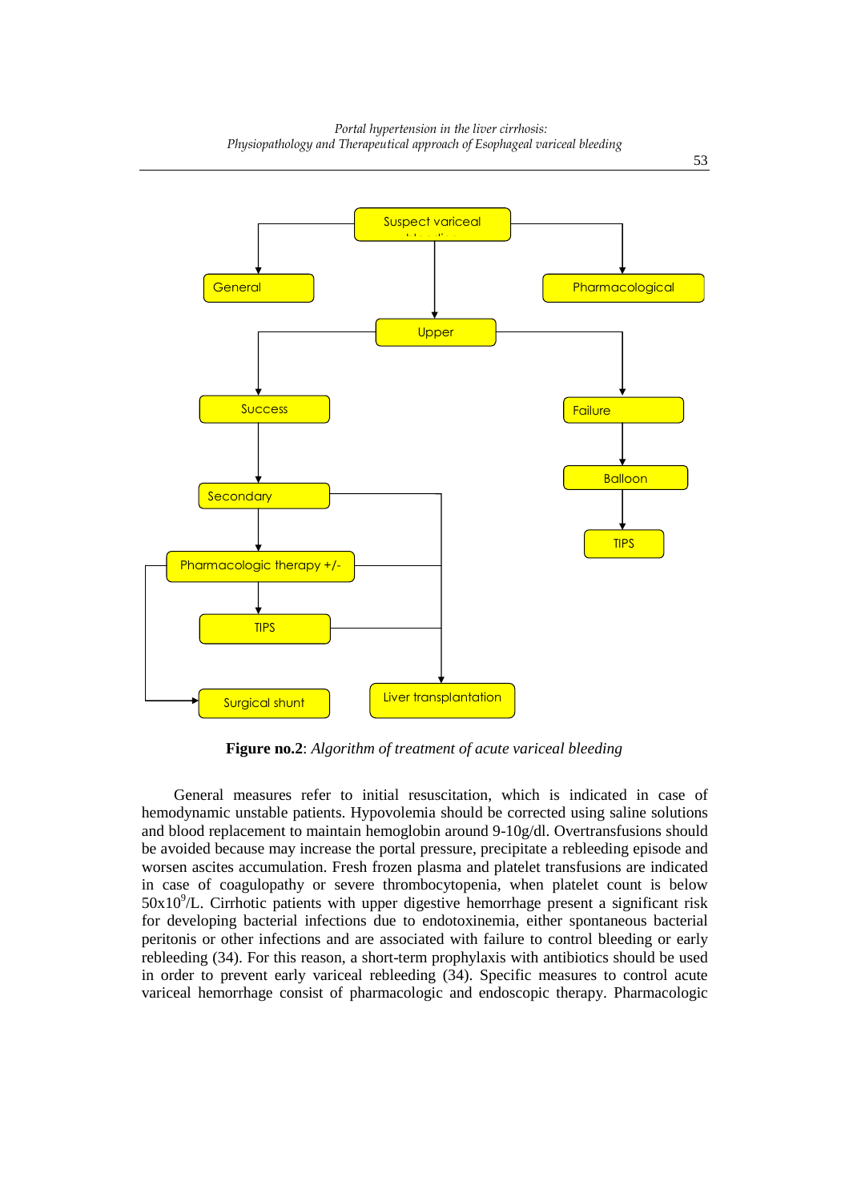Suspect variceal

General

Pharmacological

Upper

Success

Failure

Balloon

TIPS

Secondary

Pharmacologic therapy +/-

TIPS

Surgical shunt

Liver transplantation

**Figure no.2**: *Algorithm of treatment of acute variceal bleeding*

General measures refer to initial resuscitation, which is indicated in case of hemodynamic unstable patients. Hypovolemia should be corrected using saline solutions and blood replacement to maintain hemoglobin around 9-10g/dl. Overtransfusions should be avoided because may increase the portal pressure, precipitate a rebleeding episode and worsen ascites accumulation. Fresh frozen plasma and platelet transfusions are indicated in case of coagulopathy or severe thrombocytopenia, when platelet count is below $50x10^9$/L. Cirrhotic patients with upper digestive hemorrhage present a significant risk for developing bacterial infections due to endotoxinemia, either spontaneous bacterial peritonis or other infections and are associated with failure to control bleeding or early rebleeding (34). For this reason, a short-term prophylaxis with antibiotics should be used in order to prevent early variceal rebleeding (34). Specific measures to control acute variceal hemorrhage consist of pharmacologic and endoscopic therapy. Pharmacologic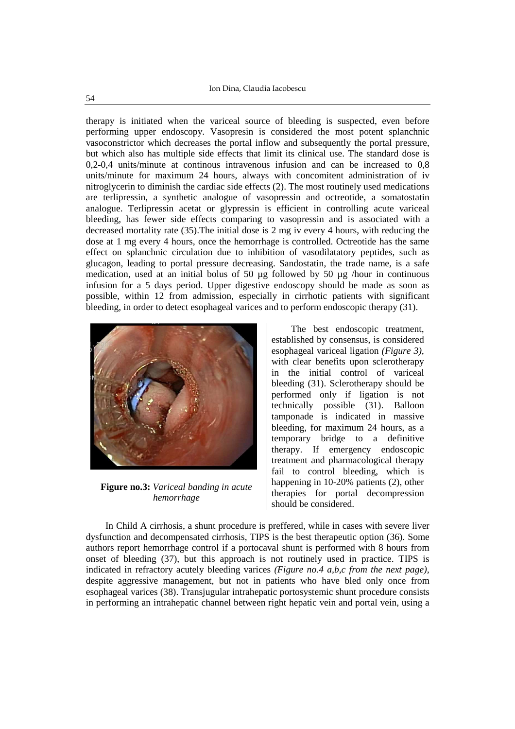therapy is initiated when the variceal source of bleeding is suspected, even before performing upper endoscopy. Vasopresin is considered the most potent splanchnic vasoconstrictor which decreases the portal inflow and subsequently the portal pressure, but which also has multiple side effects that limit its clinical use. The standard dose is 0,2-0,4 units/minute at continous intravenous infusion and can be increased to 0,8 units/minute for maximum 24 hours, always with concomitent administration of iv nitroglycerin to diminish the cardiac side effects (2). The most routinely used medications are terlipressin, a synthetic analogue of vasopressin and octreotide, a somatostatin analogue. Terlipressin acetat or glypressin is efficient in controlling acute variceal bleeding, has fewer side effects comparing to vasopressin and is associated with a decreased mortality rate (35).The initial dose is 2 mg iv every 4 hours, with reducing the dose at 1 mg every 4 hours, once the hemorrhage is controlled. Octreotide has the same effect on splanchnic circulation due to inhibition of vasodilatatory peptides, such as glucagon, leading to portal pressure decreasing. Sandostatin, the trade name, is a safe medication, used at an initial bolus of 50 µg followed by 50 µg /hour in continuous infusion for a 5 days period. Upper digestive endoscopy should be made as soon as possible, within 12 from admission, especially in cirrhotic patients with significant bleeding, in order to detect esophageal varices and to perform endoscopic therapy (31).

**Figure no.3:** *Variceal banding in acute hemorrhage*

The best endoscopic treatment, established by consensus, is considered esophageal variceal ligation *(Figure 3)*, with clear benefits upon sclerotherapy in the initial control of variceal bleeding (31). Sclerotherapy should be performed only if ligation is not technically possible (31). Balloon tamponade is indicated in massive bleeding, for maximum 24 hours, as a temporary bridge to a definitive therapy. If emergency endoscopic treatment and pharmacological therapy fail to control bleeding, which is happening in 10-20% patients (2), other therapies for portal decompression should be considered.

In Child A cirrhosis, a shunt procedure is preffered, while in cases with severe liver dysfunction and decompensated cirrhosis, TIPS is the best therapeutic option (36). Some authors report hemorrhage control if a portocaval shunt is performed with 8 hours from onset of bleeding (37), but this approach is not routinely used in practice. TIPS is indicated in refractory acutely bleeding varices *(Figure no.4 a,b,c from the next page)*, despite aggressive management, but not in patients who have bled only once from esophageal varices (38). Transjugular intrahepatic portosystemic shunt procedure consists in performing an intrahepatic channel between right hepatic vein and portal vein, using a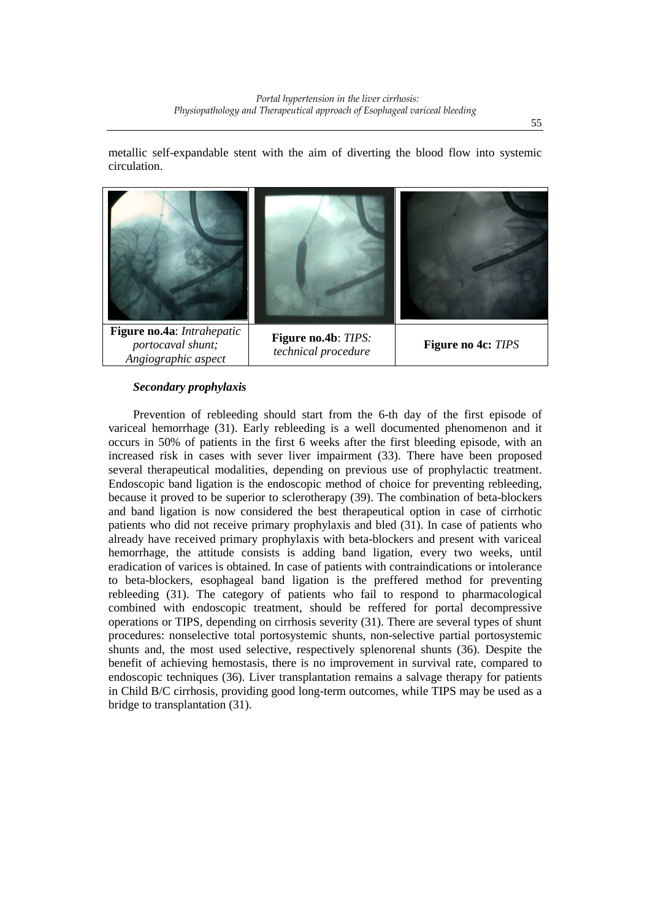metallic self-expandable stent with the aim of diverting the blood flow into systemic circulation.

| **Figure no.4a**: *Intrahepatic portocaval shunt; Angiographic aspect* | **Figure no.4b**: *TIPS: technical procedure* | **Figure no 4c:** *TIPS* |
| --- | --- | --- |

#### *Secondary prophylaxis*

Prevention of rebleeding should start from the 6-th day of the first episode of variceal hemorrhage (31). Early rebleeding is a well documented phenomenon and it occurs in 50% of patients in the first 6 weeks after the first bleeding episode, with an increased risk in cases with sever liver impairment (33). There have been proposed several therapeutical modalities, depending on previous use of prophylactic treatment. Endoscopic band ligation is the endoscopic method of choice for preventing rebleeding, because it proved to be superior to sclerotherapy (39). The combination of beta-blockers and band ligation is now considered the best therapeutical option in case of cirrhotic patients who did not receive primary prophylaxis and bled (31). In case of patients who already have received primary prophylaxis with beta-blockers and present with variceal hemorrhage, the attitude consists is adding band ligation, every two weeks, until eradication of varices is obtained. In case of patients with contraindications or intolerance to beta-blockers, esophageal band ligation is the preffered method for preventing rebleeding (31). The category of patients who fail to respond to pharmacological combined with endoscopic treatment, should be reffered for portal decompressive operations or TIPS, depending on cirrhosis severity (31). There are several types of shunt procedures: nonselective total portosystemic shunts, non-selective partial portosystemic shunts and, the most used selective, respectively splenorenal shunts (36). Despite the benefit of achieving hemostasis, there is no improvement in survival rate, compared to endoscopic techniques (36). Liver transplantation remains a salvage therapy for patients in Child B/C cirrhosis, providing good long-term outcomes, while TIPS may be used as a bridge to transplantation (31).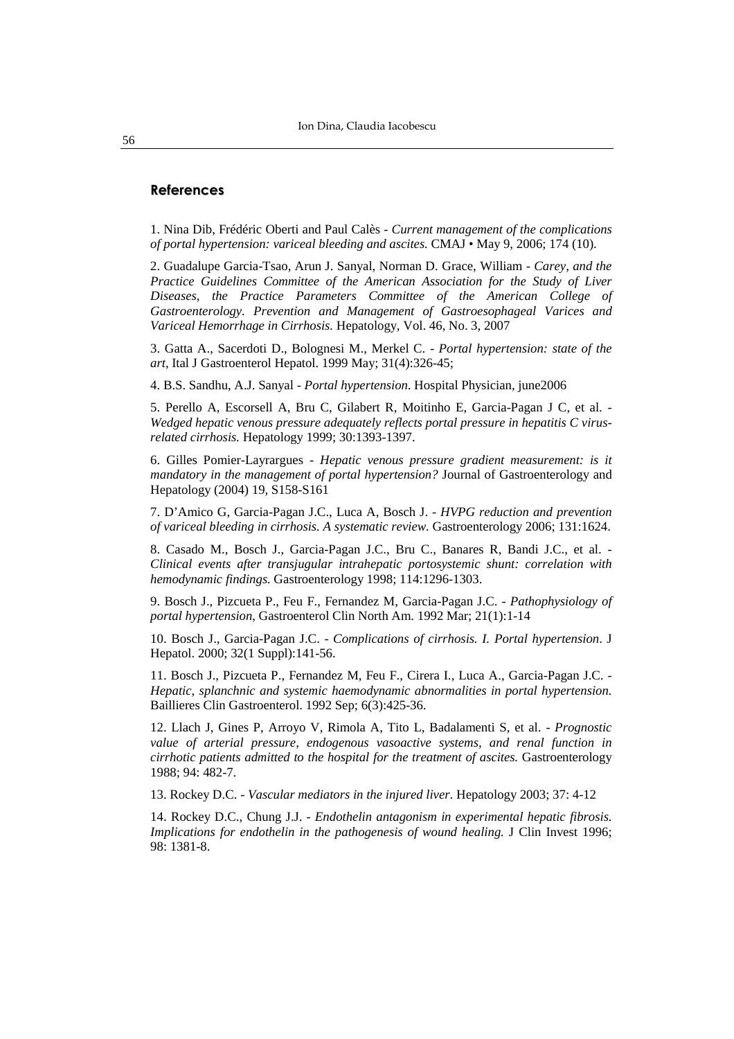## References

1. Nina Dib, Frédéric Oberti and Paul Calès - *Current management of the complications of portal hypertension: variceal bleeding and ascites.* CMAJ • May 9, 2006; 174 (10).

2. Guadalupe Garcia-Tsao, Arun J. Sanyal, Norman D. Grace, William - *Carey, and the Practice Guidelines Committee of the American Association for the Study of Liver Diseases, the Practice Parameters Committee of the American College of Gastroenterology. Prevention and Management of Gastroesophageal Varices and Variceal Hemorrhage in Cirrhosis.* Hepatology, Vol. 46, No. 3, 2007

3. Gatta A., Sacerdoti D., Bolognesi M., Merkel C. - *Portal hypertension: state of the art*, Ital J Gastroenterol Hepatol. 1999 May; 31(4):326-45;

4. B.S. Sandhu, A.J. Sanyal - *Portal hypertension*. Hospital Physician, june2006

5. Perello A, Escorsell A, Bru C, Gilabert R, Moitinho E, Garcia-Pagan J C, et al. - *Wedged hepatic venous pressure adequately reflects portal pressure in hepatitis C virus-related cirrhosis.* Hepatology 1999; 30:1393-1397.

6. Gilles Pomier-Layrargues - *Hepatic venous pressure gradient measurement: is it mandatory in the management of portal hypertension?* Journal of Gastroenterology and Hepatology (2004) 19, S158-S161

7. D'Amico G, Garcia-Pagan J.C., Luca A, Bosch J. - *HVPG reduction and prevention of variceal bleeding in cirrhosis. A systematic review.* Gastroenterology 2006; 131:1624.

8. Casado M., Bosch J., Garcia-Pagan J.C., Bru C., Banares R, Bandi J.C., et al. - *Clinical events after transjugular intrahepatic portosystemic shunt: correlation with hemodynamic findings.* Gastroenterology 1998; 114:1296-1303.

9. Bosch J., Pizcueta P., Feu F., Fernandez M, Garcia-Pagan J.C. - *Pathophysiology of portal hypertension*, Gastroenterol Clin North Am. 1992 Mar; 21(1):1-14

10. Bosch J., Garcia-Pagan J.C. - *Complications of cirrhosis. I. Portal hypertension*. J Hepatol. 2000; 32(1 Suppl):141-56.

11. Bosch J., Pizcueta P., Fernandez M, Feu F., Cirera I., Luca A., Garcia-Pagan J.C. - *Hepatic, splanchnic and systemic haemodynamic abnormalities in portal hypertension.* Baillieres Clin Gastroenterol. 1992 Sep; 6(3):425-36.

12. Llach J, Gines P, Arroyo V, Rimola A, Tito L, Badalamenti S, et al. - *Prognostic value of arterial pressure, endogenous vasoactive systems, and renal function in cirrhotic patients admitted to the hospital for the treatment of ascites.* Gastroenterology 1988; 94: 482-7.

13. Rockey D.C. - *Vascular mediators in the injured liver*. Hepatology 2003; 37: 4-12

14. Rockey D.C., Chung J.J. - *Endothelin antagonism in experimental hepatic fibrosis. Implications for endothelin in the pathogenesis of wound healing.* J Clin Invest 1996; 98: 1381-8.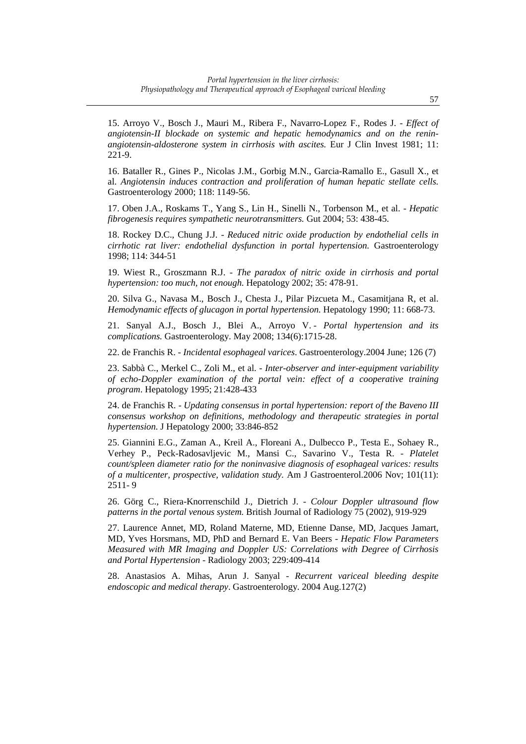15. Arroyo V., Bosch J., Mauri M., Ribera F., Navarro-Lopez F., Rodes J. - *Effect of angiotensin-II blockade on systemic and hepatic hemodynamics and on the renin-angiotensin-aldosterone system in cirrhosis with ascites.* Eur J Clin Invest 1981; 11: 221-9.

16. Bataller R., Gines P., Nicolas J.M., Gorbig M.N., Garcia-Ramallo E., Gasull X., et al. *Angiotensin induces contraction and proliferation of human hepatic stellate cells.* Gastroenterology 2000; 118: 1149-56.

17. Oben J.A., Roskams T., Yang S., Lin H., Sinelli N., Torbenson M., et al. - *Hepatic fibrogenesis requires sympathetic neurotransmitters.* Gut 2004; 53: 438-45.

18. Rockey D.C., Chung J.J. - *Reduced nitric oxide production by endothelial cells in cirrhotic rat liver: endothelial dysfunction in portal hypertension.* Gastroenterology 1998; 114: 344-51

19. Wiest R., Groszmann R.J. - *The paradox of nitric oxide in cirrhosis and portal hypertension: too much, not enough.* Hepatology 2002; 35: 478-91.

20. Silva G., Navasa M., Bosch J., Chesta J., Pilar Pizcueta M., Casamitjana R, et al. *Hemodynamic effects of glucagon in portal hypertension.* Hepatology 1990; 11: 668-73.

21. Sanyal A.J., Bosch J., Blei A., Arroyo V. - *Portal hypertension and its complications.* Gastroenterology. May 2008; 134(6):1715-28.

22. de Franchis R. - *Incidental esophageal varices*. Gastroenterology.2004 June; 126 (7)

23. Sabbà C., Merkel C., Zoli M., et al. - *Inter-observer and inter-equipment variability of echo-Doppler examination of the portal vein: effect of a cooperative training program*. Hepatology 1995; 21:428-433

24. de Franchis R. - *Updating consensus in portal hypertension: report of the Baveno III consensus workshop on definitions, methodology and therapeutic strategies in portal hypertension.* J Hepatology 2000; 33:846-852

25. Giannini E.G., Zaman A., Kreil A., Floreani A., Dulbecco P., Testa E., Sohaey R., Verhey P., Peck-Radosavljevic M., Mansi C., Savarino V., Testa R. - *Platelet count/spleen diameter ratio for the noninvasive diagnosis of esophageal varices: results of a multicenter, prospective, validation study.* Am J Gastroenterol.2006 Nov; 101(11): 2511- 9

26. Görg C., Riera-Knorrenschild J., Dietrich J. - *Colour Doppler ultrasound flow patterns in the portal venous system.* British Journal of Radiology 75 (2002), 919-929

27. Laurence Annet, MD, Roland Materne, MD, Etienne Danse, MD, Jacques Jamart, MD, Yves Horsmans, MD, PhD and Bernard E. Van Beers - *Hepatic Flow Parameters Measured with MR Imaging and Doppler US: Correlations with Degree of Cirrhosis and Portal Hypertension* - Radiology 2003; 229:409-414

28. Anastasios A. Mihas, Arun J. Sanyal - *Recurrent variceal bleeding despite endoscopic and medical therapy*. Gastroenterology. 2004 Aug.127(2)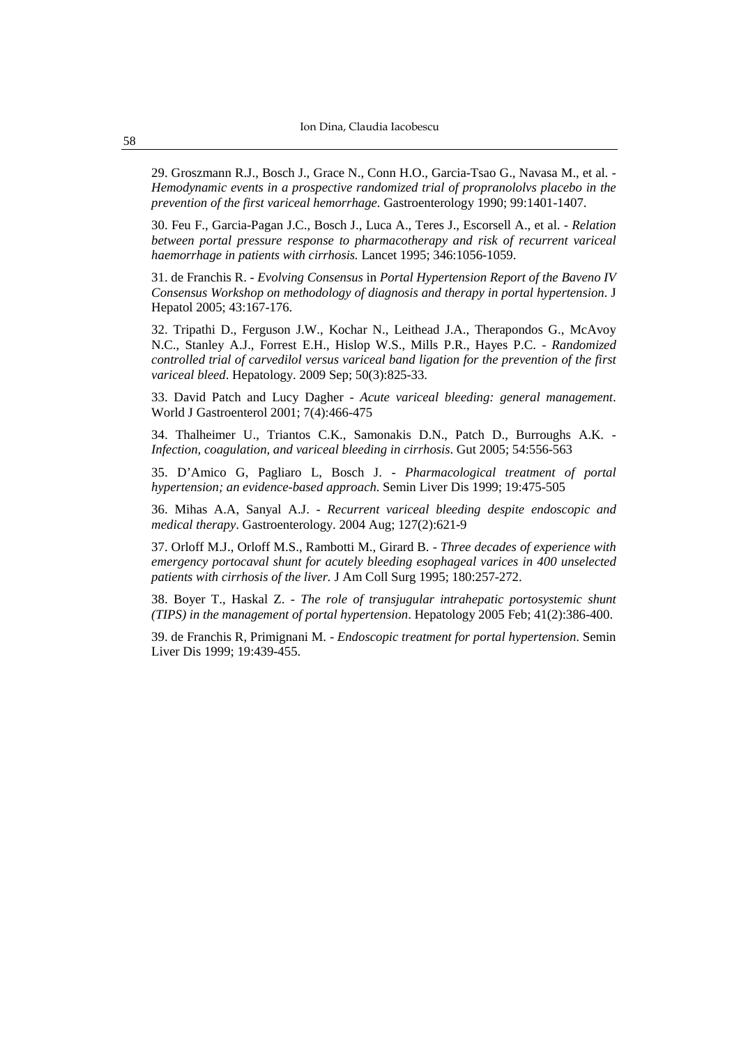29. Groszmann R.J., Bosch J., Grace N., Conn H.O., Garcia-Tsao G., Navasa M., et al. - *Hemodynamic events in a prospective randomized trial of propranololvs placebo in the prevention of the first variceal hemorrhage.* Gastroenterology 1990; 99:1401-1407.

30. Feu F., Garcia-Pagan J.C., Bosch J., Luca A., Teres J., Escorsell A., et al. - *Relation between portal pressure response to pharmacotherapy and risk of recurrent variceal haemorrhage in patients with cirrhosis.* Lancet 1995; 346:1056-1059.

31. de Franchis R. - *Evolving Consensus* in *Portal Hypertension Report of the Baveno IV Consensus Workshop on methodology of diagnosis and therapy in portal hypertension*. J Hepatol 2005; 43:167-176.

32. Tripathi D., Ferguson J.W., Kochar N., Leithead J.A., Therapondos G., McAvoy N.C., Stanley A.J., Forrest E.H., Hislop W.S., Mills P.R., Hayes P.C. - *Randomized controlled trial of carvedilol versus variceal band ligation for the prevention of the first variceal bleed*. Hepatology. 2009 Sep; 50(3):825-33.

33. David Patch and Lucy Dagher - *Acute variceal bleeding: general management*. World J Gastroenterol 2001; 7(4):466-475

34. Thalheimer U., Triantos C.K., Samonakis D.N., Patch D., Burroughs A.K. - *Infection, coagulation, and variceal bleeding in cirrhosis*. Gut 2005; 54:556-563

35. D'Amico G, Pagliaro L, Bosch J. - *Pharmacological treatment of portal hypertension; an evidence-based approach.* Semin Liver Dis 1999; 19:475-505

36. Mihas A.A, Sanyal A.J. - *Recurrent variceal bleeding despite endoscopic and medical therapy*. Gastroenterology. 2004 Aug; 127(2):621-9

37. Orloff M.J., Orloff M.S., Rambotti M., Girard B. - *Three decades of experience with emergency portocaval shunt for acutely bleeding esophageal varices in 400 unselected patients with cirrhosis of the liver.* J Am Coll Surg 1995; 180:257-272.

38. Boyer T., Haskal Z. - *The role of transjugular intrahepatic portosystemic shunt (TIPS) in the management of portal hypertension*. Hepatology 2005 Feb; 41(2):386-400.

39. de Franchis R, Primignani M. - *Endoscopic treatment for portal hypertension.* Semin Liver Dis 1999; 19:439-455.